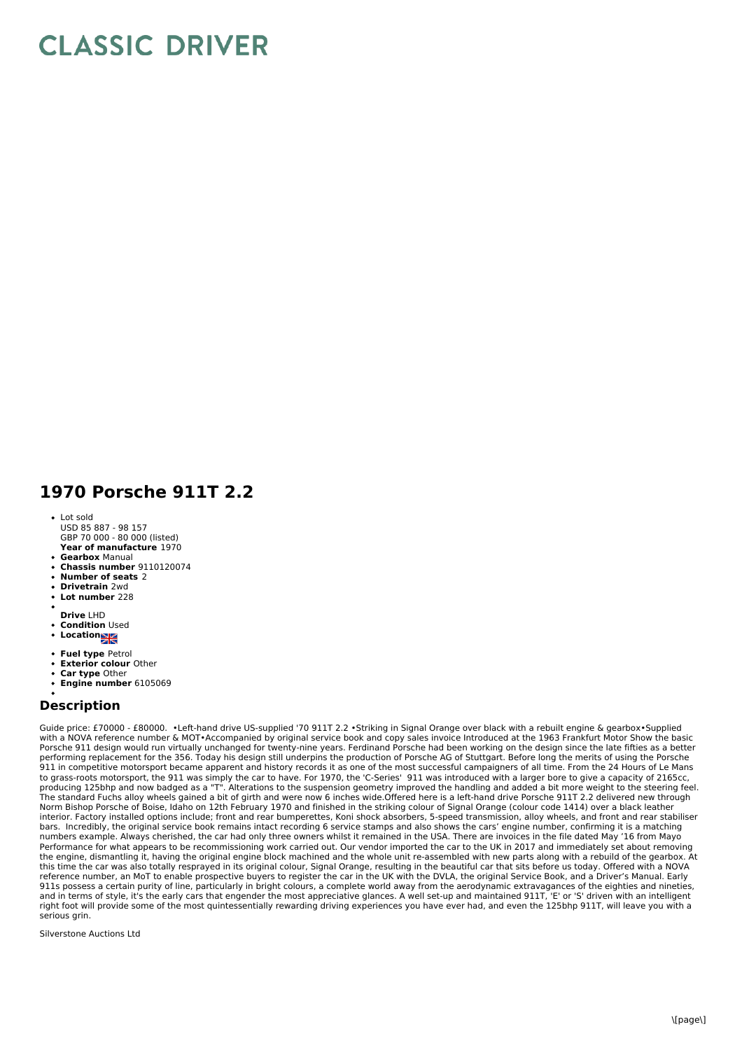# CLASSIC DRIVER

## 1970 Porsche 911T 2.2

- Lot sold
  USD 85 887 - 98 157
  GBP 70 000 - 80 000 (listed)
- **Year of manufacture** 1970
- **Gearbox** Manual
- **Chassis number** 9110120074
- **Number of seats** 2
- **Drivetrain** 2wd
- **Lot number** 228
- **Drive** LHD
- **Condition** Used
- **Location**
- **Fuel type** Petrol
- **Exterior colour** Other
- **Car type** Other
- **Engine number** 6105069

## Description

Guide price: £70000 - £80000. •Left-hand drive US-supplied '70 911T 2.2 •Striking in Signal Orange over black with a rebuilt engine & gearbox•Supplied with a NOVA reference number & MOT•Accompanied by original service book and copy sales invoice Introduced at the 1963 Frankfurt Motor Show the basic Porsche 911 design would run virtually unchanged for twenty-nine years. Ferdinand Porsche had been working on the design since the late fifties as a better performing replacement for the 356. Today his design still underpins the production of Porsche AG of Stuttgart. Before long the merits of using the Porsche 911 in competitive motorsport became apparent and history records it as one of the most successful campaigners of all time. From the 24 Hours of Le Mans to grass-roots motorsport, the 911 was simply the car to have. For 1970, the 'C-Series' 911 was introduced with a larger bore to give a capacity of 2165cc, producing 125bhp and now badged as a "T". Alterations to the suspension geometry improved the handling and added a bit more weight to the steering feel. The standard Fuchs alloy wheels gained a bit of girth and were now 6 inches wide.Offered here is a left-hand drive Porsche 911T 2.2 delivered new through Norm Bishop Porsche of Boise, Idaho on 12th February 1970 and finished in the striking colour of Signal Orange (colour code 1414) over a black leather interior. Factory installed options include; front and rear bumperettes, Koni shock absorbers, 5-speed transmission, alloy wheels, and front and rear stabiliser bars. Incredibly, the original service book remains intact recording 6 service stamps and also shows the cars' engine number, confirming it is a matching numbers example. Always cherished, the car had only three owners whilst it remained in the USA. There are invoices in the file dated May '16 from Mayo Performance for what appears to be recommissioning work carried out. Our vendor imported the car to the UK in 2017 and immediately set about removing the engine, dismantling it, having the original engine block machined and the whole unit re-assembled with new parts along with a rebuild of the gearbox. At this time the car was also totally resprayed in its original colour, Signal Orange, resulting in the beautiful car that sits before us today. Offered with a NOVA reference number, an MoT to enable prospective buyers to register the car in the UK with the DVLA, the original Service Book, and a Driver's Manual. Early 911s possess a certain purity of line, particularly in bright colours, a complete world away from the aerodynamic extravagances of the eighties and nineties, and in terms of style, it's the early cars that engender the most appreciative glances. A well set-up and maintained 911T, 'E' or 'S' driven with an intelligent right foot will provide some of the most quintessentially rewarding driving experiences you have ever had, and even the 125bhp 911T, will leave you with a serious grin.

Silverstone Auctions Ltd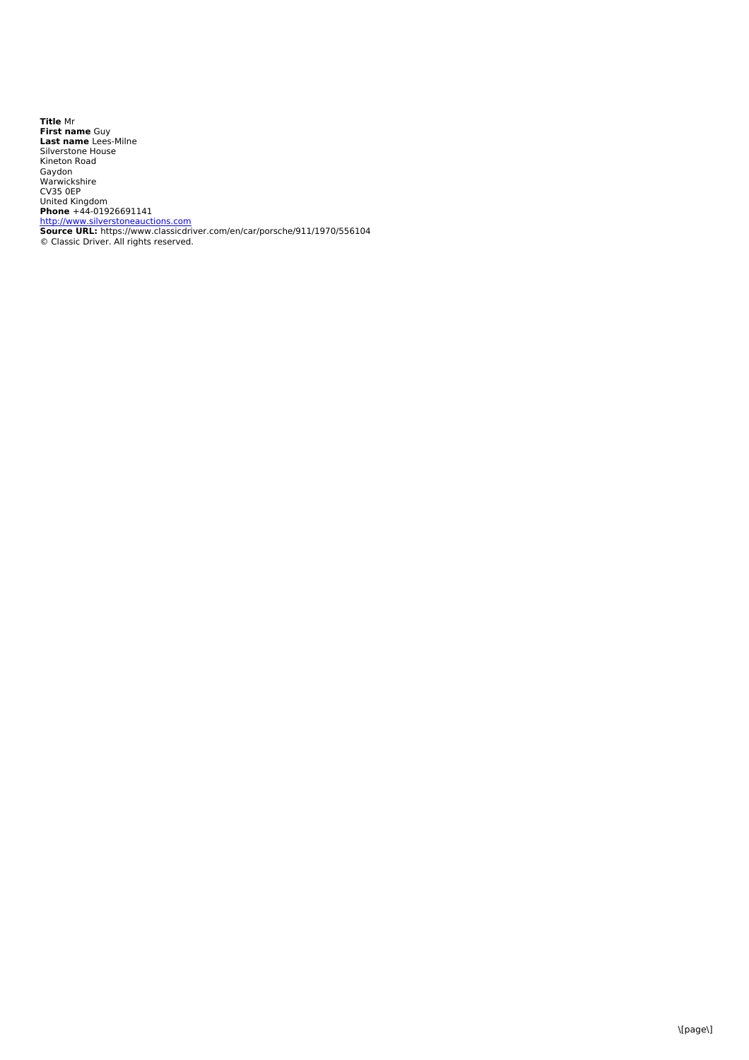**Title** Mr  
**First name** Guy  
**Last name** Lees-Milne  
Silverstone House  
Kineton Road  
Gaydon  
Warwickshire  
CV35 0EP  
United Kingdom  
**Phone** +44-01926691141  
[http://www.silverstoneauctions.com](http://www.silverstoneauctions.com)  
**Source URL:** https://www.classicdriver.com/en/car/porsche/911/1970/556104  
© Classic Driver. All rights reserved.